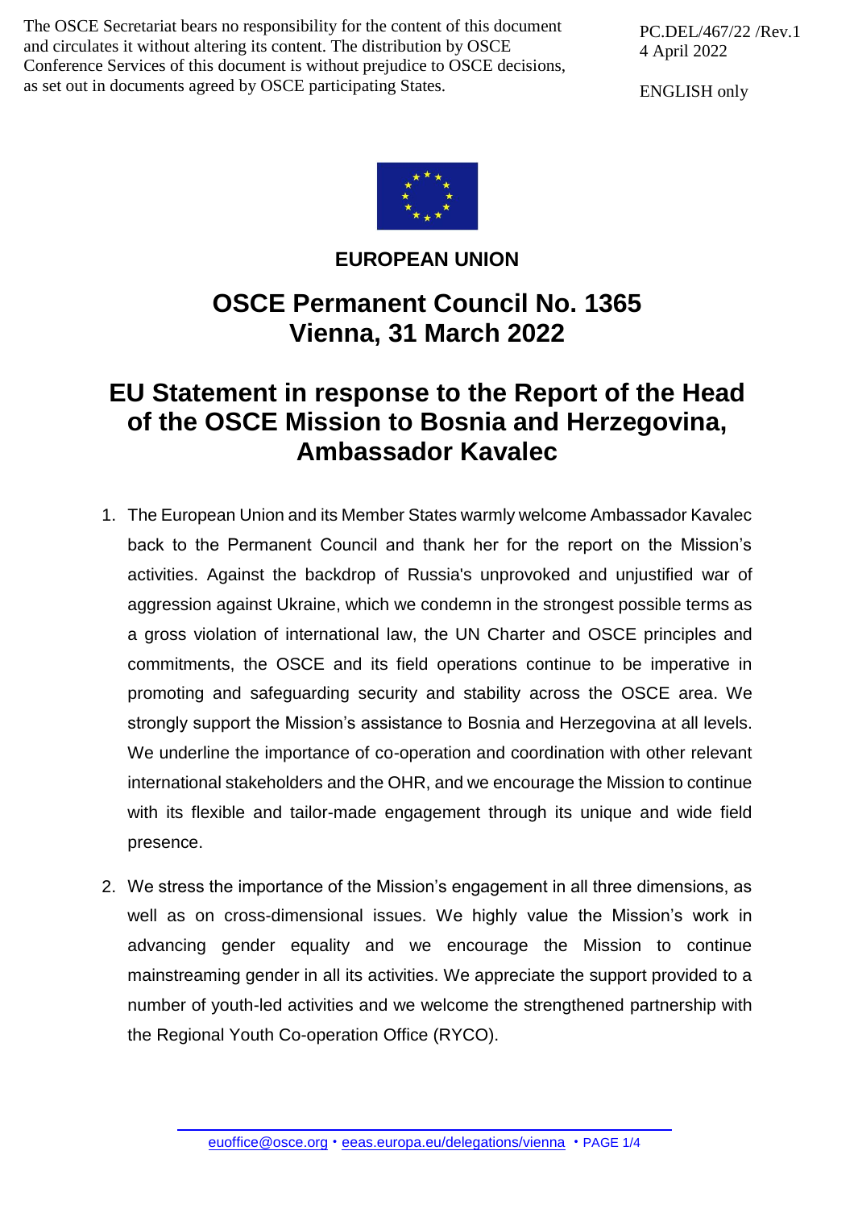The OSCE Secretariat bears no responsibility for the content of this document and circulates it without altering its content. The distribution by OSCE Conference Services of this document is without prejudice to OSCE decisions, as set out in documents agreed by OSCE participating States.

PC.DEL/467/22 /Rev.1
4 April 2022

ENGLISH only

**EUROPEAN UNION**

# OSCE Permanent Council No. 1365
# Vienna, 31 March 2022

# EU Statement in response to the Report of the Head of the OSCE Mission to Bosnia and Herzegovina, Ambassador Kavalec

1. The European Union and its Member States warmly welcome Ambassador Kavalec back to the Permanent Council and thank her for the report on the Mission's activities. Against the backdrop of Russia's unprovoked and unjustified war of aggression against Ukraine, which we condemn in the strongest possible terms as a gross violation of international law, the UN Charter and OSCE principles and commitments, the OSCE and its field operations continue to be imperative in promoting and safeguarding security and stability across the OSCE area. We strongly support the Mission's assistance to Bosnia and Herzegovina at all levels. We underline the importance of co-operation and coordination with other relevant international stakeholders and the OHR, and we encourage the Mission to continue with its flexible and tailor-made engagement through its unique and wide field presence.

2. We stress the importance of the Mission's engagement in all three dimensions, as well as on cross-dimensional issues. We highly value the Mission's work in advancing gender equality and we encourage the Mission to continue mainstreaming gender in all its activities. We appreciate the support provided to a number of youth-led activities and we welcome the strengthened partnership with the Regional Youth Co-operation Office (RYCO).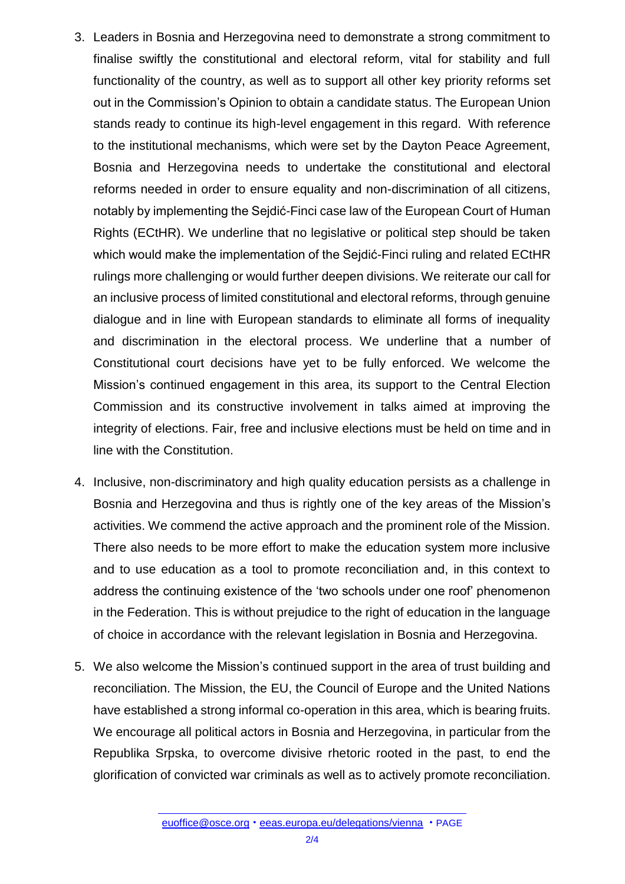3. Leaders in Bosnia and Herzegovina need to demonstrate a strong commitment to finalise swiftly the constitutional and electoral reform, vital for stability and full functionality of the country, as well as to support all other key priority reforms set out in the Commission's Opinion to obtain a candidate status. The European Union stands ready to continue its high-level engagement in this regard. With reference to the institutional mechanisms, which were set by the Dayton Peace Agreement, Bosnia and Herzegovina needs to undertake the constitutional and electoral reforms needed in order to ensure equality and non-discrimination of all citizens, notably by implementing the Sejdić-Finci case law of the European Court of Human Rights (ECtHR). We underline that no legislative or political step should be taken which would make the implementation of the Sejdić-Finci ruling and related ECtHR rulings more challenging or would further deepen divisions. We reiterate our call for an inclusive process of limited constitutional and electoral reforms, through genuine dialogue and in line with European standards to eliminate all forms of inequality and discrimination in the electoral process. We underline that a number of Constitutional court decisions have yet to be fully enforced. We welcome the Mission's continued engagement in this area, its support to the Central Election Commission and its constructive involvement in talks aimed at improving the integrity of elections. Fair, free and inclusive elections must be held on time and in line with the Constitution.

4. Inclusive, non-discriminatory and high quality education persists as a challenge in Bosnia and Herzegovina and thus is rightly one of the key areas of the Mission's activities. We commend the active approach and the prominent role of the Mission. There also needs to be more effort to make the education system more inclusive and to use education as a tool to promote reconciliation and, in this context to address the continuing existence of the 'two schools under one roof' phenomenon in the Federation. This is without prejudice to the right of education in the language of choice in accordance with the relevant legislation in Bosnia and Herzegovina.

5. We also welcome the Mission's continued support in the area of trust building and reconciliation. The Mission, the EU, the Council of Europe and the United Nations have established a strong informal co-operation in this area, which is bearing fruits. We encourage all political actors in Bosnia and Herzegovina, in particular from the Republika Srpska, to overcome divisive rhetoric rooted in the past, to end the glorification of convicted war criminals as well as to actively promote reconciliation.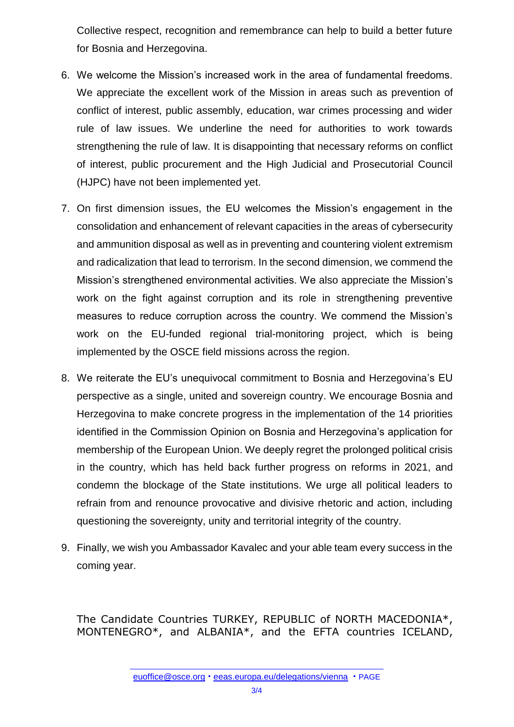Collective respect, recognition and remembrance can help to build a better future for Bosnia and Herzegovina.

6. We welcome the Mission's increased work in the area of fundamental freedoms. We appreciate the excellent work of the Mission in areas such as prevention of conflict of interest, public assembly, education, war crimes processing and wider rule of law issues. We underline the need for authorities to work towards strengthening the rule of law. It is disappointing that necessary reforms on conflict of interest, public procurement and the High Judicial and Prosecutorial Council (HJPC) have not been implemented yet.

7. On first dimension issues, the EU welcomes the Mission's engagement in the consolidation and enhancement of relevant capacities in the areas of cybersecurity and ammunition disposal as well as in preventing and countering violent extremism and radicalization that lead to terrorism. In the second dimension, we commend the Mission's strengthened environmental activities. We also appreciate the Mission's work on the fight against corruption and its role in strengthening preventive measures to reduce corruption across the country. We commend the Mission's work on the EU-funded regional trial-monitoring project, which is being implemented by the OSCE field missions across the region.

8. We reiterate the EU's unequivocal commitment to Bosnia and Herzegovina's EU perspective as a single, united and sovereign country. We encourage Bosnia and Herzegovina to make concrete progress in the implementation of the 14 priorities identified in the Commission Opinion on Bosnia and Herzegovina's application for membership of the European Union. We deeply regret the prolonged political crisis in the country, which has held back further progress on reforms in 2021, and condemn the blockage of the State institutions. We urge all political leaders to refrain from and renounce provocative and divisive rhetoric and action, including questioning the sovereignty, unity and territorial integrity of the country.

9. Finally, we wish you Ambassador Kavalec and your able team every success in the coming year.

The Candidate Countries TURKEY, REPUBLIC of NORTH MACEDONIA*, MONTENEGRO*, and ALBANIA*, and the EFTA countries ICELAND,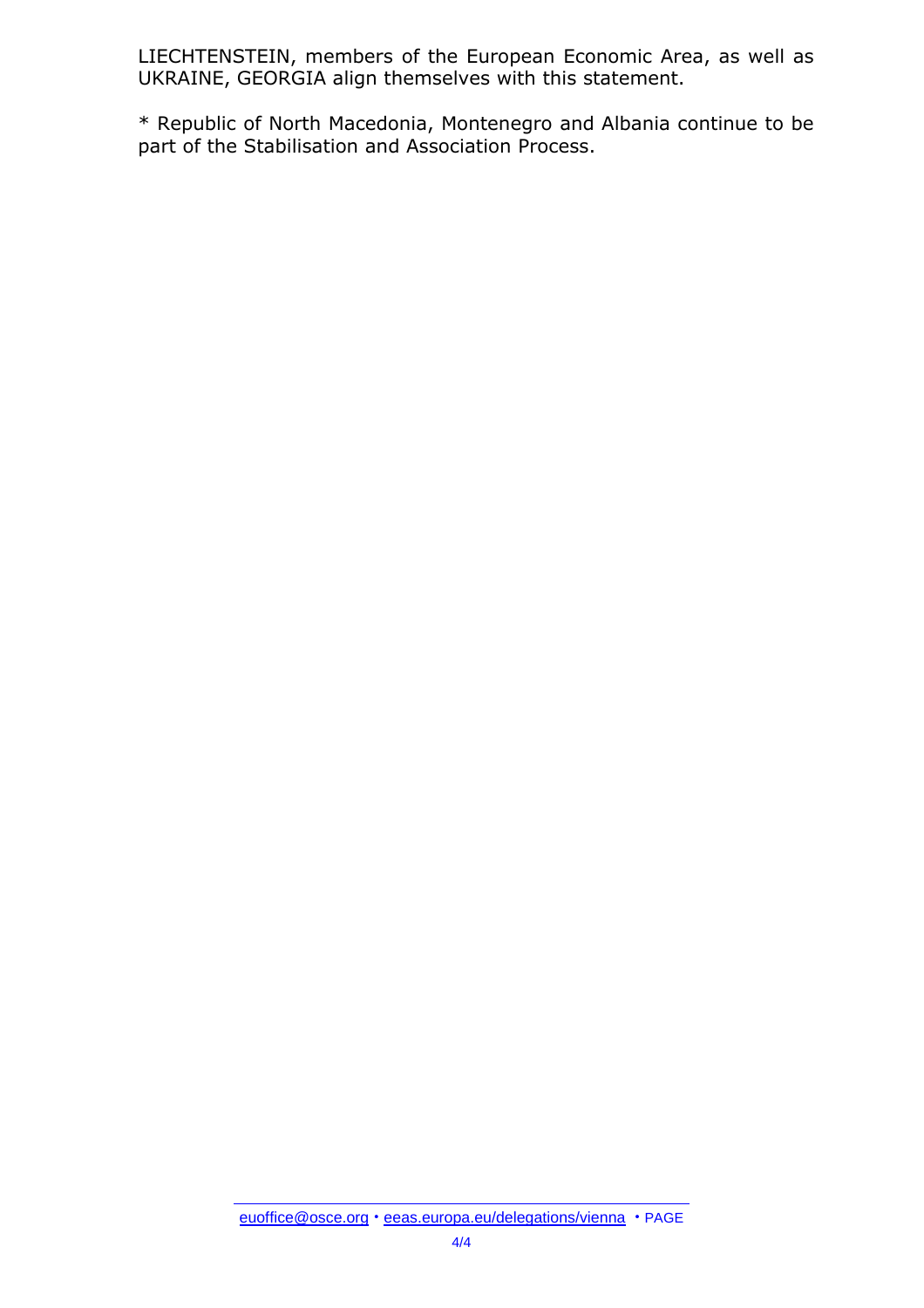LIECHTENSTEIN, members of the European Economic Area, as well as UKRAINE, GEORGIA align themselves with this statement.

* Republic of North Macedonia, Montenegro and Albania continue to be part of the Stabilisation and Association Process.